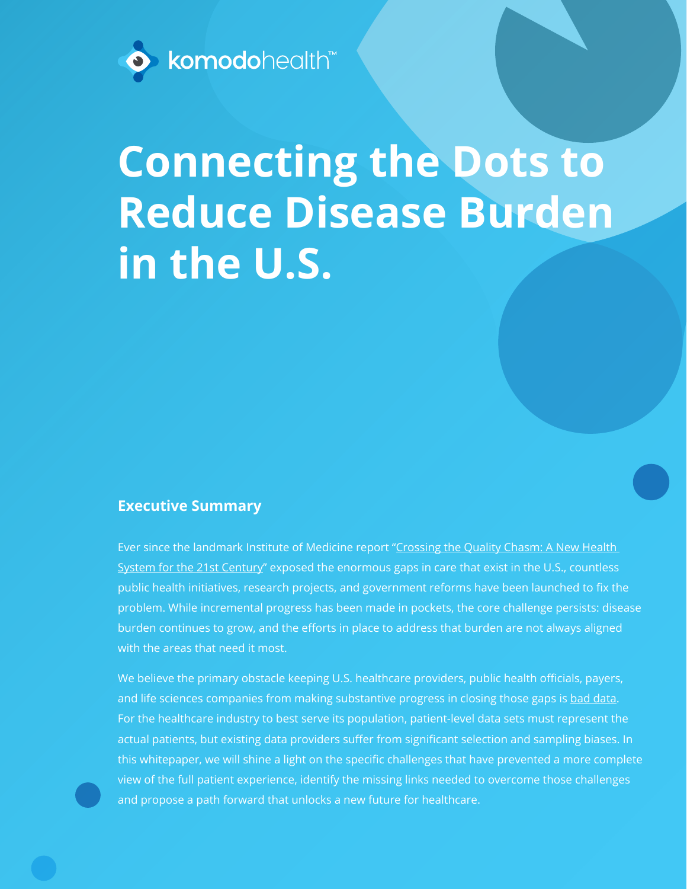komodohealth™

# Connecting the Dots to Reduce Disease Burden in the U.S.

## Executive Summary

Ever since the landmark Institute of Medicine report "Crossing the Quality Chasm: A New Health System for the 21st Century" exposed the enormous gaps in care that exist in the U.S., countless public health initiatives, research projects, and government reforms have been launched to fix the problem. While incremental progress has been made in pockets, the core challenge persists: disease burden continues to grow, and the efforts in place to address that burden are not always aligned with the areas that need it most.

We believe the primary obstacle keeping U.S. healthcare providers, public health officials, payers, and life sciences companies from making substantive progress in closing those gaps is bad data. For the healthcare industry to best serve its population, patient-level data sets must represent the actual patients, but existing data providers suffer from significant selection and sampling biases. In this whitepaper, we will shine a light on the specific challenges that have prevented a more complete view of the full patient experience, identify the missing links needed to overcome those challenges and propose a path forward that unlocks a new future for healthcare.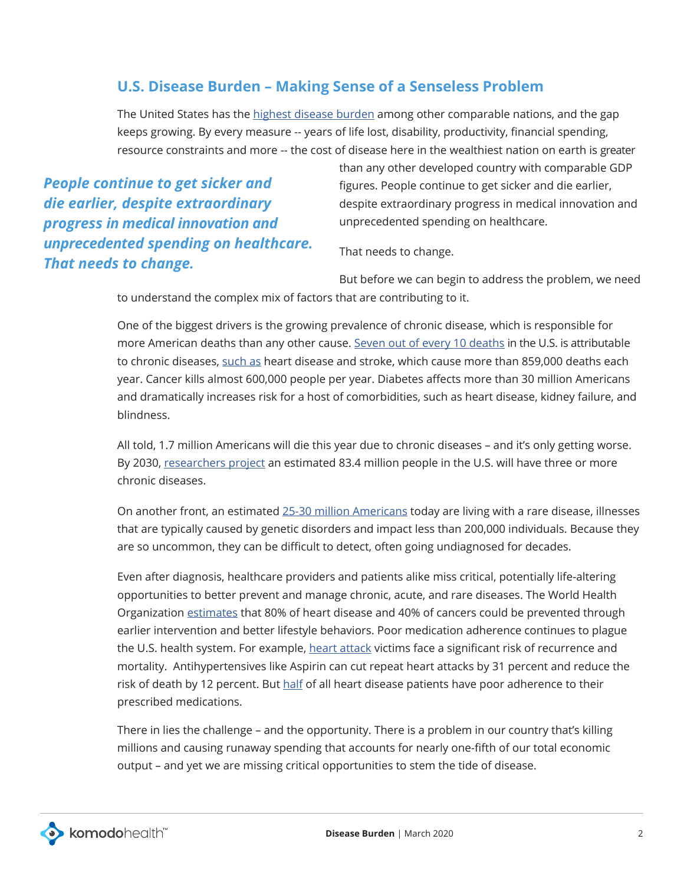## U.S. Disease Burden – Making Sense of a Senseless Problem

The United States has the highest disease burden among other comparable nations, and the gap keeps growing. By every measure -- years of life lost, disability, productivity, financial spending, resource constraints and more -- the cost of disease here in the wealthiest nation on earth is greater than any other developed country with comparable GDP figures. People continue to get sicker and die earlier, despite extraordinary progress in medical innovation and unprecedented spending on healthcare.

***People continue to get sicker and die earlier, despite extraordinary progress in medical innovation and unprecedented spending on healthcare. That needs to change.***

That needs to change.

But before we can begin to address the problem, we need to understand the complex mix of factors that are contributing to it.

One of the biggest drivers is the growing prevalence of chronic disease, which is responsible for more American deaths than any other cause. Seven out of every 10 deaths in the U.S. is attributable to chronic diseases, such as heart disease and stroke, which cause more than 859,000 deaths each year. Cancer kills almost 600,000 people per year. Diabetes affects more than 30 million Americans and dramatically increases risk for a host of comorbidities, such as heart disease, kidney failure, and blindness.

All told, 1.7 million Americans will die this year due to chronic diseases – and it's only getting worse. By 2030, researchers project an estimated 83.4 million people in the U.S. will have three or more chronic diseases.

On another front, an estimated 25-30 million Americans today are living with a rare disease, illnesses that are typically caused by genetic disorders and impact less than 200,000 individuals. Because they are so uncommon, they can be difficult to detect, often going undiagnosed for decades.

Even after diagnosis, healthcare providers and patients alike miss critical, potentially life-altering opportunities to better prevent and manage chronic, acute, and rare diseases. The World Health Organization estimates that 80% of heart disease and 40% of cancers could be prevented through earlier intervention and better lifestyle behaviors. Poor medication adherence continues to plague the U.S. health system. For example, heart attack victims face a significant risk of recurrence and mortality. Antihypertensives like Aspirin can cut repeat heart attacks by 31 percent and reduce the risk of death by 12 percent. But half of all heart disease patients have poor adherence to their prescribed medications.

There in lies the challenge – and the opportunity. There is a problem in our country that's killing millions and causing runaway spending that accounts for nearly one-fifth of our total economic output – and yet we are missing critical opportunities to stem the tide of disease.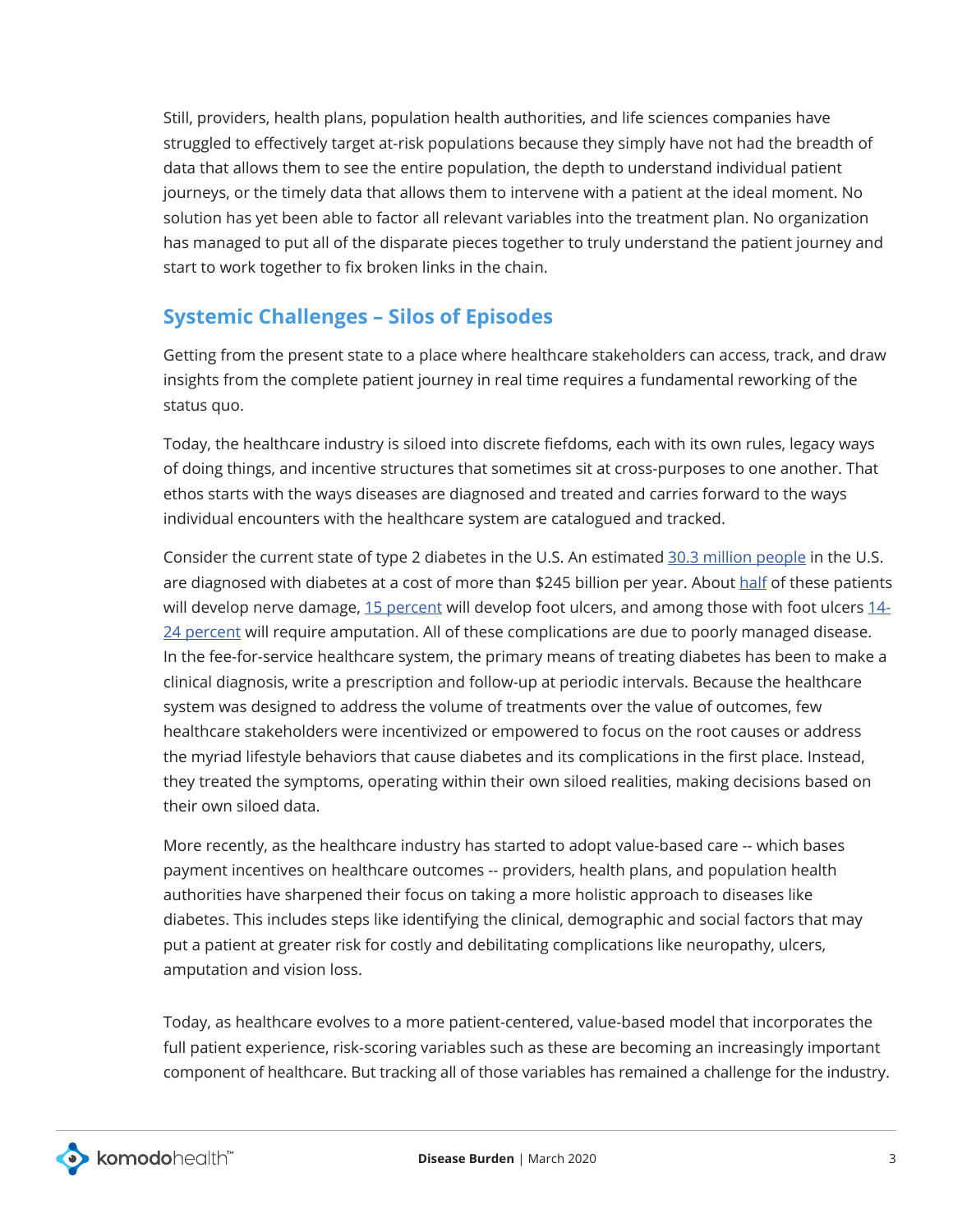Still, providers, health plans, population health authorities, and life sciences companies have struggled to effectively target at-risk populations because they simply have not had the breadth of data that allows them to see the entire population, the depth to understand individual patient journeys, or the timely data that allows them to intervene with a patient at the ideal moment. No solution has yet been able to factor all relevant variables into the treatment plan. No organization has managed to put all of the disparate pieces together to truly understand the patient journey and start to work together to fix broken links in the chain.

## Systemic Challenges – Silos of Episodes

Getting from the present state to a place where healthcare stakeholders can access, track, and draw insights from the complete patient journey in real time requires a fundamental reworking of the status quo.

Today, the healthcare industry is siloed into discrete fiefdoms, each with its own rules, legacy ways of doing things, and incentive structures that sometimes sit at cross-purposes to one another. That ethos starts with the ways diseases are diagnosed and treated and carries forward to the ways individual encounters with the healthcare system are catalogued and tracked.

Consider the current state of type 2 diabetes in the U.S. An estimated 30.3 million people in the U.S. are diagnosed with diabetes at a cost of more than $245 billion per year. About half of these patients will develop nerve damage, 15 percent will develop foot ulcers, and among those with foot ulcers 14-24 percent will require amputation. All of these complications are due to poorly managed disease. In the fee-for-service healthcare system, the primary means of treating diabetes has been to make a clinical diagnosis, write a prescription and follow-up at periodic intervals. Because the healthcare system was designed to address the volume of treatments over the value of outcomes, few healthcare stakeholders were incentivized or empowered to focus on the root causes or address the myriad lifestyle behaviors that cause diabetes and its complications in the first place. Instead, they treated the symptoms, operating within their own siloed realities, making decisions based on their own siloed data.

More recently, as the healthcare industry has started to adopt value-based care -- which bases payment incentives on healthcare outcomes -- providers, health plans, and population health authorities have sharpened their focus on taking a more holistic approach to diseases like diabetes. This includes steps like identifying the clinical, demographic and social factors that may put a patient at greater risk for costly and debilitating complications like neuropathy, ulcers, amputation and vision loss.

Today, as healthcare evolves to a more patient-centered, value-based model that incorporates the full patient experience, risk-scoring variables such as these are becoming an increasingly important component of healthcare. But tracking all of those variables has remained a challenge for the industry.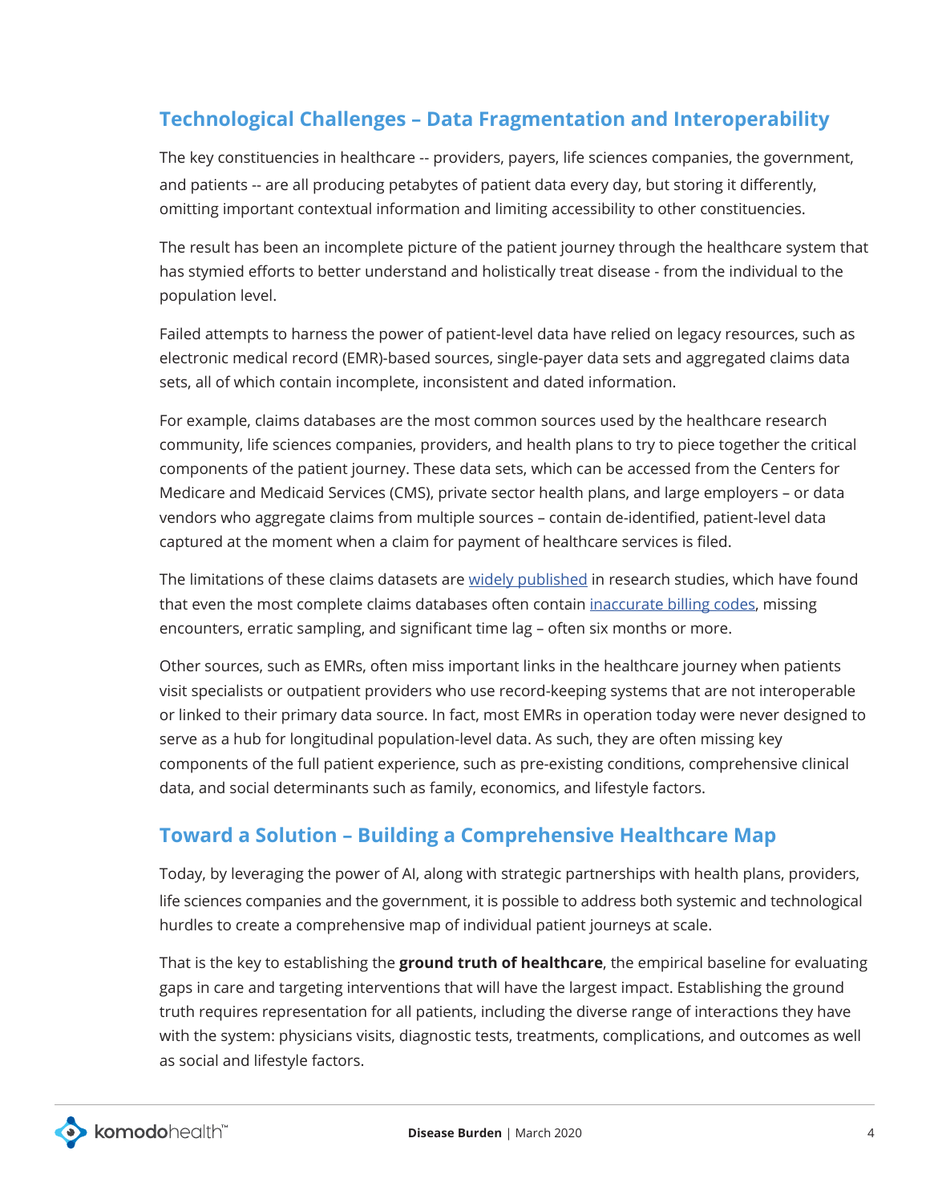## Technological Challenges – Data Fragmentation and Interoperability

The key constituencies in healthcare -- providers, payers, life sciences companies, the government, and patients -- are all producing petabytes of patient data every day, but storing it differently, omitting important contextual information and limiting accessibility to other constituencies.

The result has been an incomplete picture of the patient journey through the healthcare system that has stymied efforts to better understand and holistically treat disease - from the individual to the population level.

Failed attempts to harness the power of patient-level data have relied on legacy resources, such as electronic medical record (EMR)-based sources, single-payer data sets and aggregated claims data sets, all of which contain incomplete, inconsistent and dated information.

For example, claims databases are the most common sources used by the healthcare research community, life sciences companies, providers, and health plans to try to piece together the critical components of the patient journey. These data sets, which can be accessed from the Centers for Medicare and Medicaid Services (CMS), private sector health plans, and large employers – or data vendors who aggregate claims from multiple sources – contain de-identified, patient-level data captured at the moment when a claim for payment of healthcare services is filed.

The limitations of these claims datasets are widely published in research studies, which have found that even the most complete claims databases often contain inaccurate billing codes, missing encounters, erratic sampling, and significant time lag – often six months or more.

Other sources, such as EMRs, often miss important links in the healthcare journey when patients visit specialists or outpatient providers who use record-keeping systems that are not interoperable or linked to their primary data source. In fact, most EMRs in operation today were never designed to serve as a hub for longitudinal population-level data. As such, they are often missing key components of the full patient experience, such as pre-existing conditions, comprehensive clinical data, and social determinants such as family, economics, and lifestyle factors.

## Toward a Solution – Building a Comprehensive Healthcare Map

Today, by leveraging the power of AI, along with strategic partnerships with health plans, providers, life sciences companies and the government, it is possible to address both systemic and technological hurdles to create a comprehensive map of individual patient journeys at scale.

That is the key to establishing the **ground truth of healthcare**, the empirical baseline for evaluating gaps in care and targeting interventions that will have the largest impact. Establishing the ground truth requires representation for all patients, including the diverse range of interactions they have with the system: physicians visits, diagnostic tests, treatments, complications, and outcomes as well as social and lifestyle factors.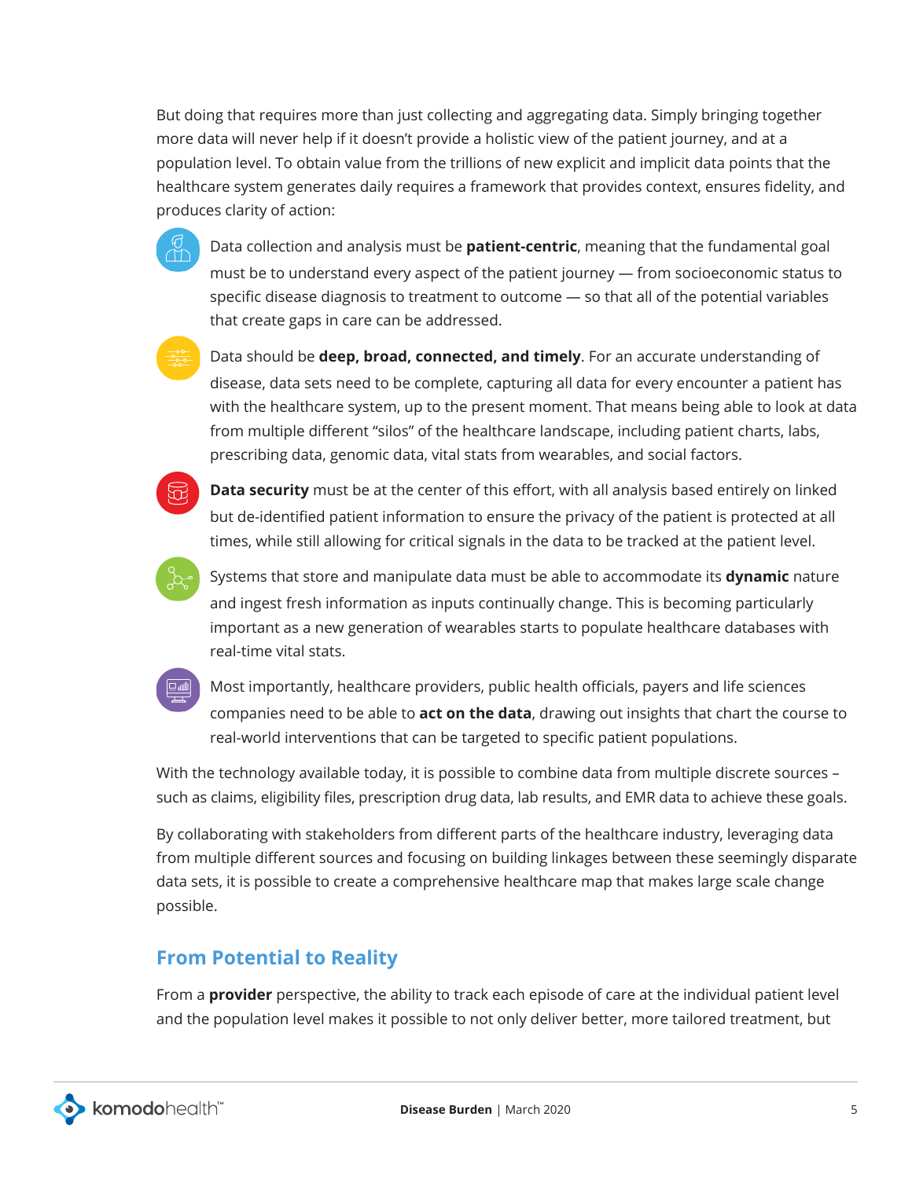But doing that requires more than just collecting and aggregating data. Simply bringing together more data will never help if it doesn't provide a holistic view of the patient journey, and at a population level. To obtain value from the trillions of new explicit and implicit data points that the healthcare system generates daily requires a framework that provides context, ensures fidelity, and produces clarity of action:

- Data collection and analysis must be **patient-centric**, meaning that the fundamental goal must be to understand every aspect of the patient journey — from socioeconomic status to specific disease diagnosis to treatment to outcome — so that all of the potential variables that create gaps in care can be addressed.

- Data should be **deep, broad, connected, and timely**. For an accurate understanding of disease, data sets need to be complete, capturing all data for every encounter a patient has with the healthcare system, up to the present moment. That means being able to look at data from multiple different "silos" of the healthcare landscape, including patient charts, labs, prescribing data, genomic data, vital stats from wearables, and social factors.

- **Data security** must be at the center of this effort, with all analysis based entirely on linked but de-identified patient information to ensure the privacy of the patient is protected at all times, while still allowing for critical signals in the data to be tracked at the patient level.

- Systems that store and manipulate data must be able to accommodate its **dynamic** nature and ingest fresh information as inputs continually change. This is becoming particularly important as a new generation of wearables starts to populate healthcare databases with real-time vital stats.

- Most importantly, healthcare providers, public health officials, payers and life sciences companies need to be able to **act on the data**, drawing out insights that chart the course to real-world interventions that can be targeted to specific patient populations.

With the technology available today, it is possible to combine data from multiple discrete sources – such as claims, eligibility files, prescription drug data, lab results, and EMR data to achieve these goals.

By collaborating with stakeholders from different parts of the healthcare industry, leveraging data from multiple different sources and focusing on building linkages between these seemingly disparate data sets, it is possible to create a comprehensive healthcare map that makes large scale change possible.

## From Potential to Reality

From a **provider** perspective, the ability to track each episode of care at the individual patient level and the population level makes it possible to not only deliver better, more tailored treatment, but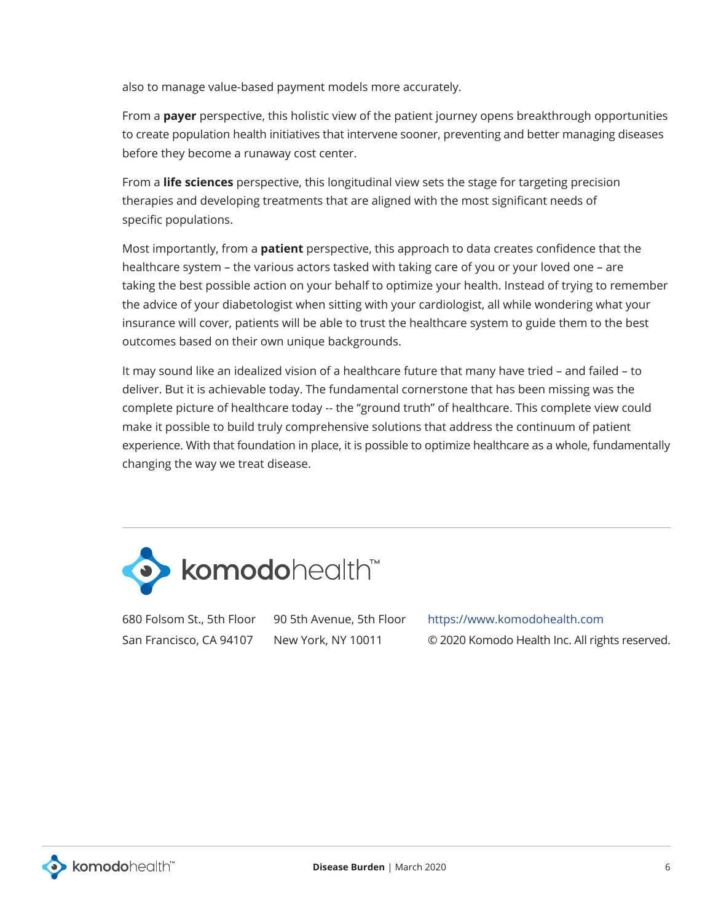also to manage value-based payment models more accurately.

From a **payer** perspective, this holistic view of the patient journey opens breakthrough opportunities to create population health initiatives that intervene sooner, preventing and better managing diseases before they become a runaway cost center.

From a **life sciences** perspective, this longitudinal view sets the stage for targeting precision therapies and developing treatments that are aligned with the most significant needs of specific populations.

Most importantly, from a **patient** perspective, this approach to data creates confidence that the healthcare system – the various actors tasked with taking care of you or your loved one – are taking the best possible action on your behalf to optimize your health. Instead of trying to remember the advice of your diabetologist when sitting with your cardiologist, all while wondering what your insurance will cover, patients will be able to trust the healthcare system to guide them to the best outcomes based on their own unique backgrounds.

It may sound like an idealized vision of a healthcare future that many have tried – and failed – to deliver. But it is achievable today. The fundamental cornerstone that has been missing was the complete picture of healthcare today -- the "ground truth" of healthcare. This complete view could make it possible to build truly comprehensive solutions that address the continuum of patient experience. With that foundation in place, it is possible to optimize healthcare as a whole, fundamentally changing the way we treat disease.

---

komodohealth™

680 Folsom St., 5th Floor
San Francisco, CA 94107

90 5th Avenue, 5th Floor
New York, NY 10011

https://www.komodohealth.com
© 2020 Komodo Health Inc. All rights reserved.